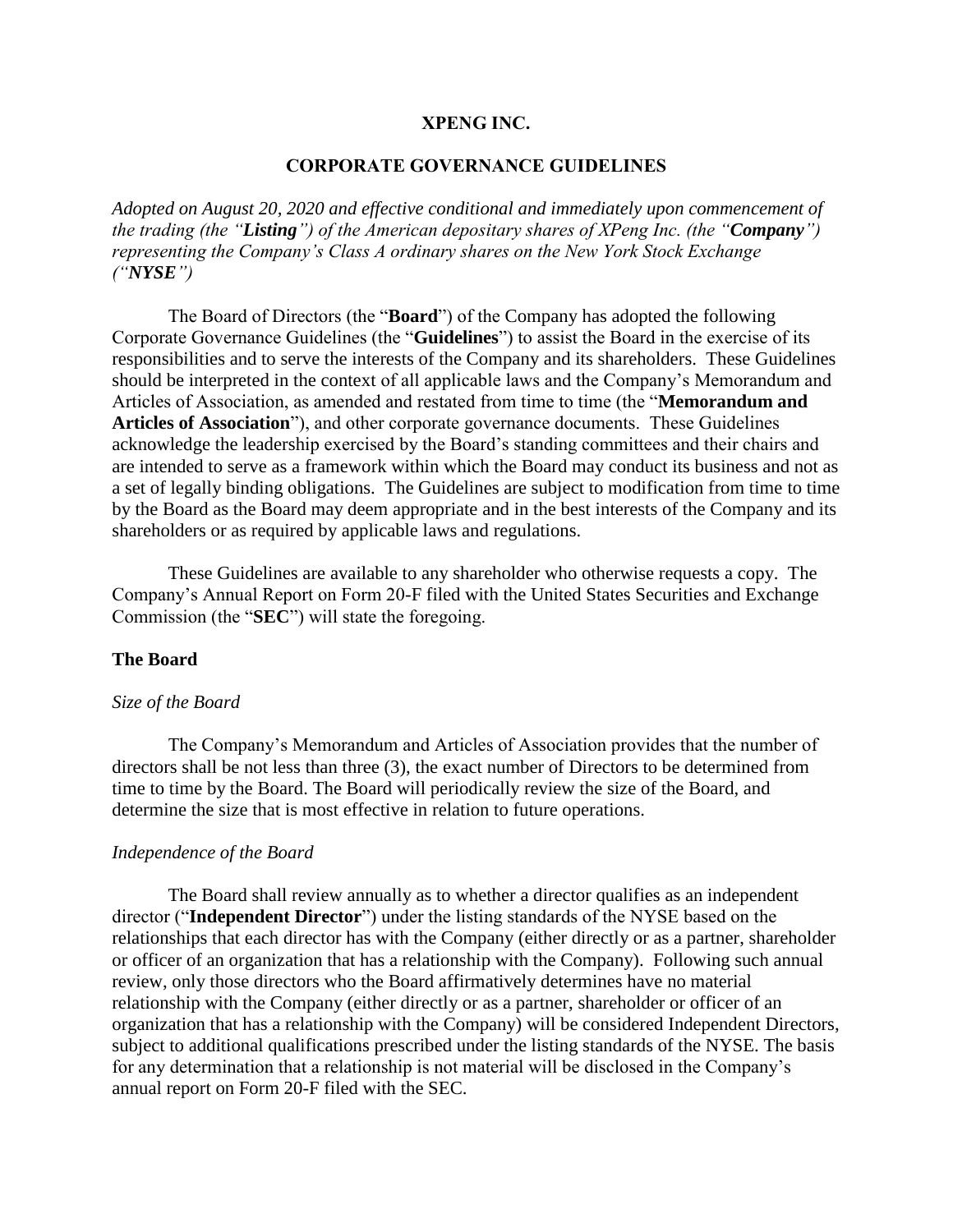# XPENG INC.

## CORPORATE GOVERNANCE GUIDELINES

*Adopted on August 20, 2020 and effective conditional and immediately upon commencement of the trading (the "**Listing**") of the American depositary shares of XPeng Inc. (the "**Company**") representing the Company's Class A ordinary shares on the New York Stock Exchange ("**NYSE**")*

The Board of Directors (the "**Board**") of the Company has adopted the following Corporate Governance Guidelines (the "**Guidelines**") to assist the Board in the exercise of its responsibilities and to serve the interests of the Company and its shareholders. These Guidelines should be interpreted in the context of all applicable laws and the Company's Memorandum and Articles of Association, as amended and restated from time to time (the "**Memorandum and Articles of Association**"), and other corporate governance documents. These Guidelines acknowledge the leadership exercised by the Board's standing committees and their chairs and are intended to serve as a framework within which the Board may conduct its business and not as a set of legally binding obligations. The Guidelines are subject to modification from time to time by the Board as the Board may deem appropriate and in the best interests of the Company and its shareholders or as required by applicable laws and regulations.

These Guidelines are available to any shareholder who otherwise requests a copy. The Company's Annual Report on Form 20-F filed with the United States Securities and Exchange Commission (the "**SEC**") will state the foregoing.

### The Board

*Size of the Board*

The Company's Memorandum and Articles of Association provides that the number of directors shall be not less than three (3), the exact number of Directors to be determined from time to time by the Board. The Board will periodically review the size of the Board, and determine the size that is most effective in relation to future operations.

*Independence of the Board*

The Board shall review annually as to whether a director qualifies as an independent director ("**Independent Director**") under the listing standards of the NYSE based on the relationships that each director has with the Company (either directly or as a partner, shareholder or officer of an organization that has a relationship with the Company). Following such annual review, only those directors who the Board affirmatively determines have no material relationship with the Company (either directly or as a partner, shareholder or officer of an organization that has a relationship with the Company) will be considered Independent Directors, subject to additional qualifications prescribed under the listing standards of the NYSE. The basis for any determination that a relationship is not material will be disclosed in the Company's annual report on Form 20-F filed with the SEC.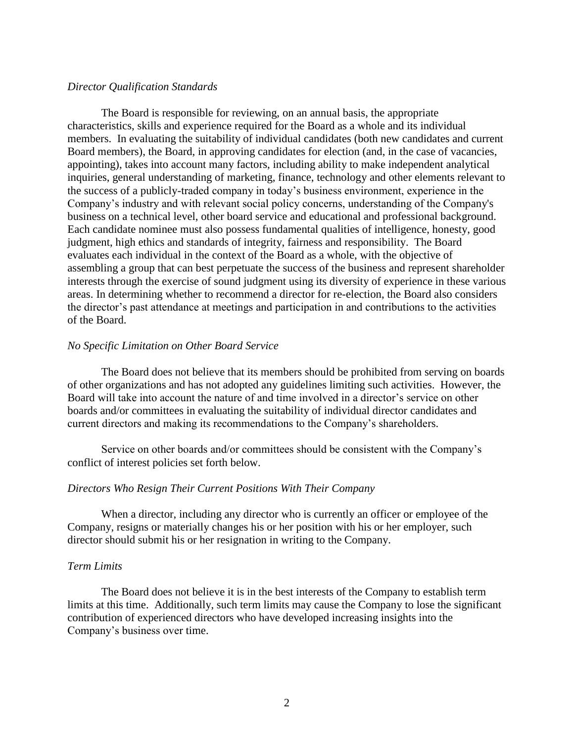*Director Qualification Standards*

The Board is responsible for reviewing, on an annual basis, the appropriate characteristics, skills and experience required for the Board as a whole and its individual members. In evaluating the suitability of individual candidates (both new candidates and current Board members), the Board, in approving candidates for election (and, in the case of vacancies, appointing), takes into account many factors, including ability to make independent analytical inquiries, general understanding of marketing, finance, technology and other elements relevant to the success of a publicly-traded company in today's business environment, experience in the Company's industry and with relevant social policy concerns, understanding of the Company's business on a technical level, other board service and educational and professional background. Each candidate nominee must also possess fundamental qualities of intelligence, honesty, good judgment, high ethics and standards of integrity, fairness and responsibility. The Board evaluates each individual in the context of the Board as a whole, with the objective of assembling a group that can best perpetuate the success of the business and represent shareholder interests through the exercise of sound judgment using its diversity of experience in these various areas. In determining whether to recommend a director for re-election, the Board also considers the director's past attendance at meetings and participation in and contributions to the activities of the Board.

*No Specific Limitation on Other Board Service*

The Board does not believe that its members should be prohibited from serving on boards of other organizations and has not adopted any guidelines limiting such activities. However, the Board will take into account the nature of and time involved in a director's service on other boards and/or committees in evaluating the suitability of individual director candidates and current directors and making its recommendations to the Company's shareholders.

Service on other boards and/or committees should be consistent with the Company's conflict of interest policies set forth below.

*Directors Who Resign Their Current Positions With Their Company*

When a director, including any director who is currently an officer or employee of the Company, resigns or materially changes his or her position with his or her employer, such director should submit his or her resignation in writing to the Company.

*Term Limits*

The Board does not believe it is in the best interests of the Company to establish term limits at this time. Additionally, such term limits may cause the Company to lose the significant contribution of experienced directors who have developed increasing insights into the Company's business over time.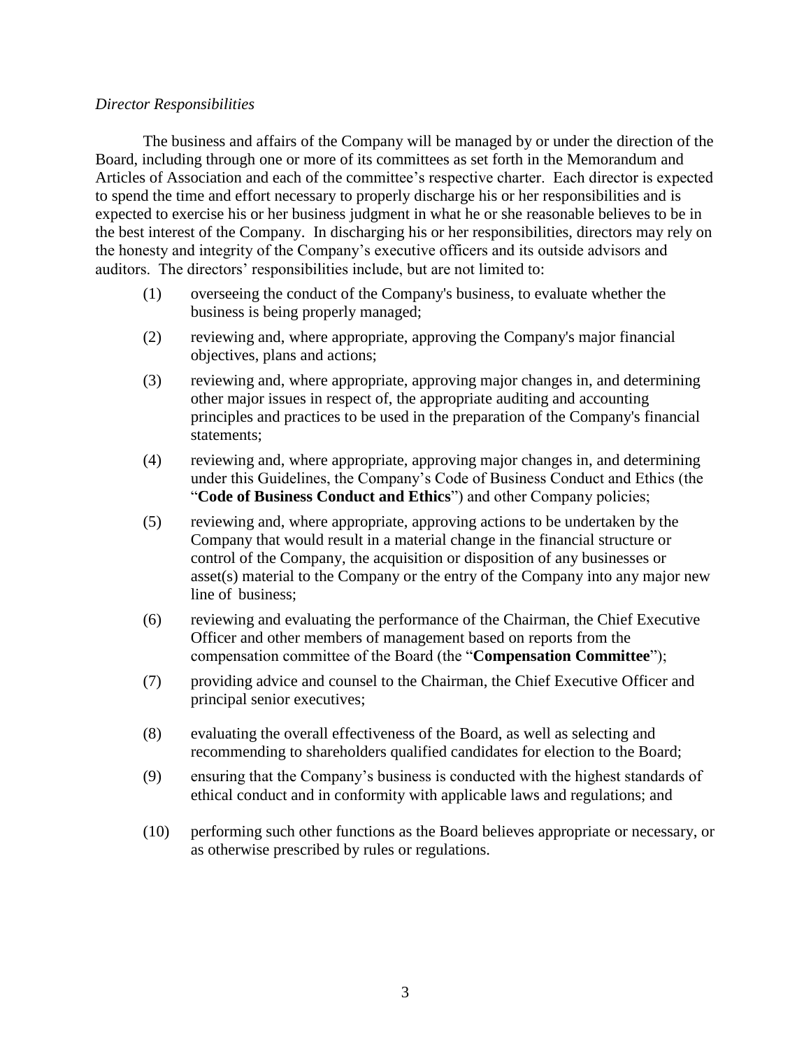*Director Responsibilities*

The business and affairs of the Company will be managed by or under the direction of the Board, including through one or more of its committees as set forth in the Memorandum and Articles of Association and each of the committee's respective charter. Each director is expected to spend the time and effort necessary to properly discharge his or her responsibilities and is expected to exercise his or her business judgment in what he or she reasonable believes to be in the best interest of the Company. In discharging his or her responsibilities, directors may rely on the honesty and integrity of the Company's executive officers and its outside advisors and auditors. The directors' responsibilities include, but are not limited to:

(1) overseeing the conduct of the Company's business, to evaluate whether the business is being properly managed;

(2) reviewing and, where appropriate, approving the Company's major financial objectives, plans and actions;

(3) reviewing and, where appropriate, approving major changes in, and determining other major issues in respect of, the appropriate auditing and accounting principles and practices to be used in the preparation of the Company's financial statements;

(4) reviewing and, where appropriate, approving major changes in, and determining under this Guidelines, the Company's Code of Business Conduct and Ethics (the "**Code of Business Conduct and Ethics**") and other Company policies;

(5) reviewing and, where appropriate, approving actions to be undertaken by the Company that would result in a material change in the financial structure or control of the Company, the acquisition or disposition of any businesses or asset(s) material to the Company or the entry of the Company into any major new line of business;

(6) reviewing and evaluating the performance of the Chairman, the Chief Executive Officer and other members of management based on reports from the compensation committee of the Board (the "**Compensation Committee**");

(7) providing advice and counsel to the Chairman, the Chief Executive Officer and principal senior executives;

(8) evaluating the overall effectiveness of the Board, as well as selecting and recommending to shareholders qualified candidates for election to the Board;

(9) ensuring that the Company's business is conducted with the highest standards of ethical conduct and in conformity with applicable laws and regulations; and

(10) performing such other functions as the Board believes appropriate or necessary, or as otherwise prescribed by rules or regulations.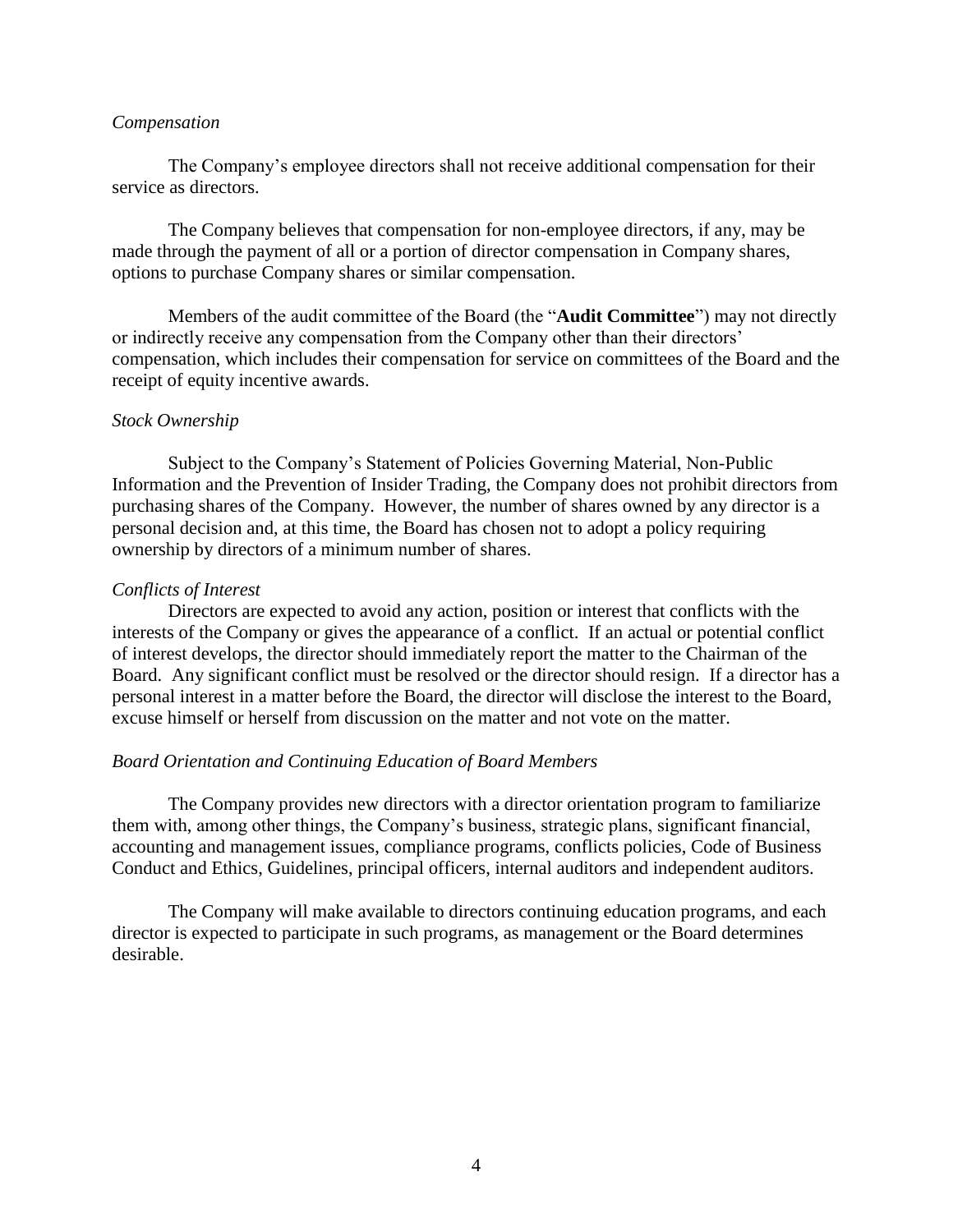*Compensation*

The Company's employee directors shall not receive additional compensation for their service as directors.

The Company believes that compensation for non-employee directors, if any, may be made through the payment of all or a portion of director compensation in Company shares, options to purchase Company shares or similar compensation.

Members of the audit committee of the Board (the "**Audit Committee**") may not directly or indirectly receive any compensation from the Company other than their directors' compensation, which includes their compensation for service on committees of the Board and the receipt of equity incentive awards.

*Stock Ownership*

Subject to the Company's Statement of Policies Governing Material, Non-Public Information and the Prevention of Insider Trading, the Company does not prohibit directors from purchasing shares of the Company. However, the number of shares owned by any director is a personal decision and, at this time, the Board has chosen not to adopt a policy requiring ownership by directors of a minimum number of shares.

*Conflicts of Interest*

Directors are expected to avoid any action, position or interest that conflicts with the interests of the Company or gives the appearance of a conflict. If an actual or potential conflict of interest develops, the director should immediately report the matter to the Chairman of the Board. Any significant conflict must be resolved or the director should resign. If a director has a personal interest in a matter before the Board, the director will disclose the interest to the Board, excuse himself or herself from discussion on the matter and not vote on the matter.

*Board Orientation and Continuing Education of Board Members*

The Company provides new directors with a director orientation program to familiarize them with, among other things, the Company's business, strategic plans, significant financial, accounting and management issues, compliance programs, conflicts policies, Code of Business Conduct and Ethics, Guidelines, principal officers, internal auditors and independent auditors.

The Company will make available to directors continuing education programs, and each director is expected to participate in such programs, as management or the Board determines desirable.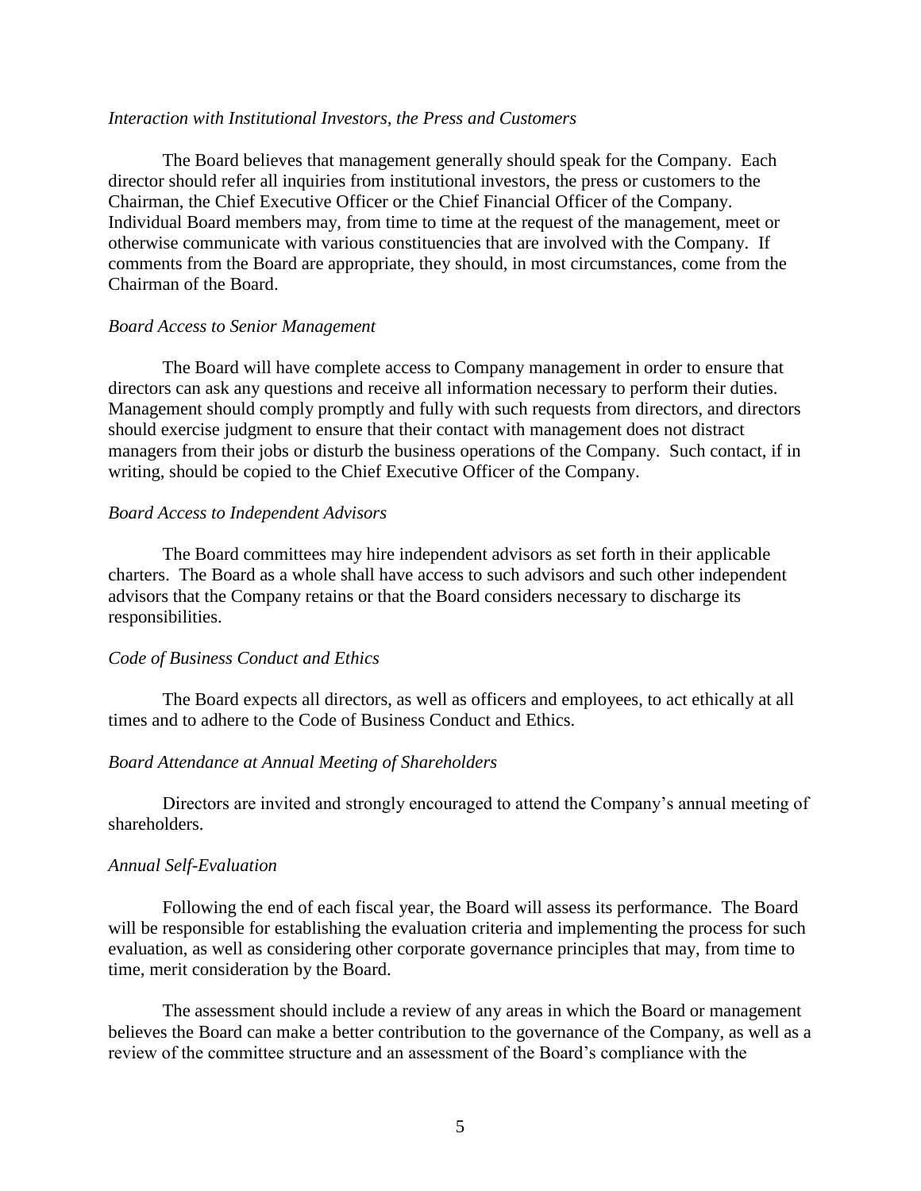*Interaction with Institutional Investors, the Press and Customers*

The Board believes that management generally should speak for the Company. Each director should refer all inquiries from institutional investors, the press or customers to the Chairman, the Chief Executive Officer or the Chief Financial Officer of the Company. Individual Board members may, from time to time at the request of the management, meet or otherwise communicate with various constituencies that are involved with the Company. If comments from the Board are appropriate, they should, in most circumstances, come from the Chairman of the Board.

*Board Access to Senior Management*

The Board will have complete access to Company management in order to ensure that directors can ask any questions and receive all information necessary to perform their duties. Management should comply promptly and fully with such requests from directors, and directors should exercise judgment to ensure that their contact with management does not distract managers from their jobs or disturb the business operations of the Company. Such contact, if in writing, should be copied to the Chief Executive Officer of the Company.

*Board Access to Independent Advisors*

The Board committees may hire independent advisors as set forth in their applicable charters. The Board as a whole shall have access to such advisors and such other independent advisors that the Company retains or that the Board considers necessary to discharge its responsibilities.

*Code of Business Conduct and Ethics*

The Board expects all directors, as well as officers and employees, to act ethically at all times and to adhere to the Code of Business Conduct and Ethics.

*Board Attendance at Annual Meeting of Shareholders*

Directors are invited and strongly encouraged to attend the Company's annual meeting of shareholders.

*Annual Self-Evaluation*

Following the end of each fiscal year, the Board will assess its performance. The Board will be responsible for establishing the evaluation criteria and implementing the process for such evaluation, as well as considering other corporate governance principles that may, from time to time, merit consideration by the Board.

The assessment should include a review of any areas in which the Board or management believes the Board can make a better contribution to the governance of the Company, as well as a review of the committee structure and an assessment of the Board's compliance with the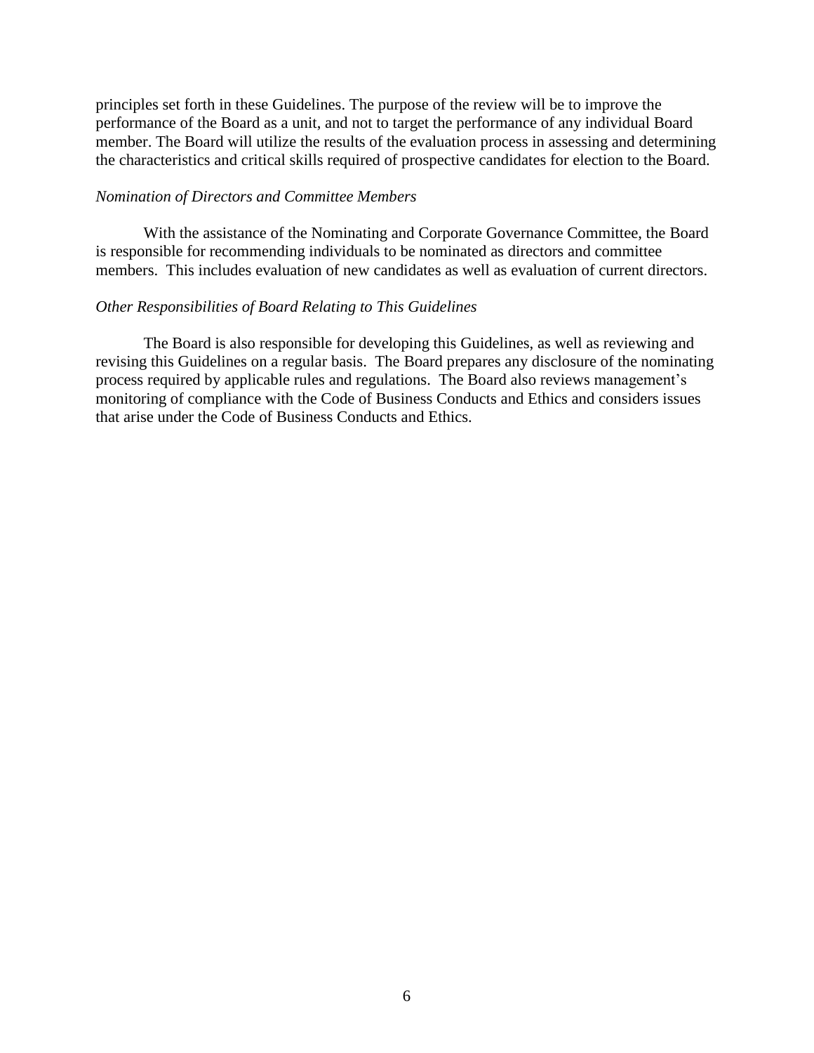principles set forth in these Guidelines. The purpose of the review will be to improve the performance of the Board as a unit, and not to target the performance of any individual Board member. The Board will utilize the results of the evaluation process in assessing and determining the characteristics and critical skills required of prospective candidates for election to the Board.

*Nomination of Directors and Committee Members*

With the assistance of the Nominating and Corporate Governance Committee, the Board is responsible for recommending individuals to be nominated as directors and committee members. This includes evaluation of new candidates as well as evaluation of current directors.

*Other Responsibilities of Board Relating to This Guidelines*

The Board is also responsible for developing this Guidelines, as well as reviewing and revising this Guidelines on a regular basis. The Board prepares any disclosure of the nominating process required by applicable rules and regulations. The Board also reviews management's monitoring of compliance with the Code of Business Conducts and Ethics and considers issues that arise under the Code of Business Conducts and Ethics.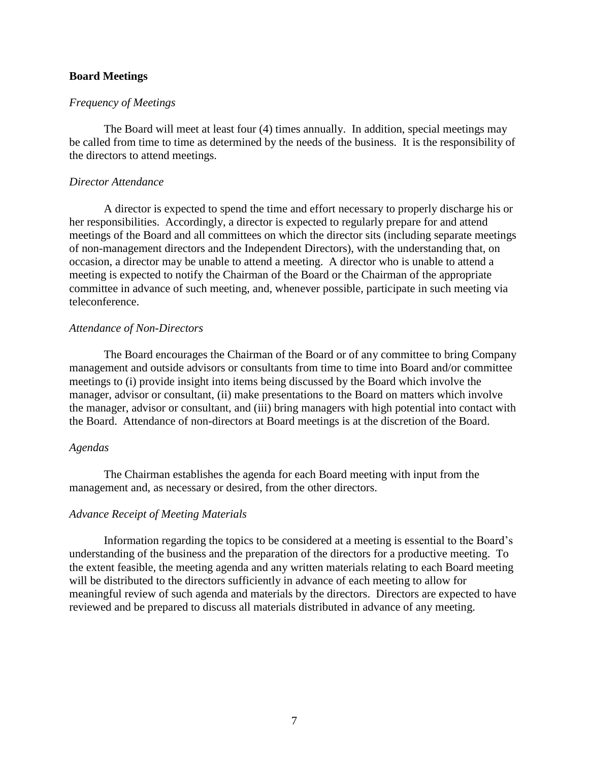## Board Meetings

### *Frequency of Meetings*

The Board will meet at least four (4) times annually. In addition, special meetings may be called from time to time as determined by the needs of the business. It is the responsibility of the directors to attend meetings.

### *Director Attendance*

A director is expected to spend the time and effort necessary to properly discharge his or her responsibilities. Accordingly, a director is expected to regularly prepare for and attend meetings of the Board and all committees on which the director sits (including separate meetings of non-management directors and the Independent Directors), with the understanding that, on occasion, a director may be unable to attend a meeting. A director who is unable to attend a meeting is expected to notify the Chairman of the Board or the Chairman of the appropriate committee in advance of such meeting, and, whenever possible, participate in such meeting via teleconference.

### *Attendance of Non-Directors*

The Board encourages the Chairman of the Board or of any committee to bring Company management and outside advisors or consultants from time to time into Board and/or committee meetings to (i) provide insight into items being discussed by the Board which involve the manager, advisor or consultant, (ii) make presentations to the Board on matters which involve the manager, advisor or consultant, and (iii) bring managers with high potential into contact with the Board. Attendance of non-directors at Board meetings is at the discretion of the Board.

### *Agendas*

The Chairman establishes the agenda for each Board meeting with input from the management and, as necessary or desired, from the other directors.

### *Advance Receipt of Meeting Materials*

Information regarding the topics to be considered at a meeting is essential to the Board's understanding of the business and the preparation of the directors for a productive meeting. To the extent feasible, the meeting agenda and any written materials relating to each Board meeting will be distributed to the directors sufficiently in advance of each meeting to allow for meaningful review of such agenda and materials by the directors. Directors are expected to have reviewed and be prepared to discuss all materials distributed in advance of any meeting.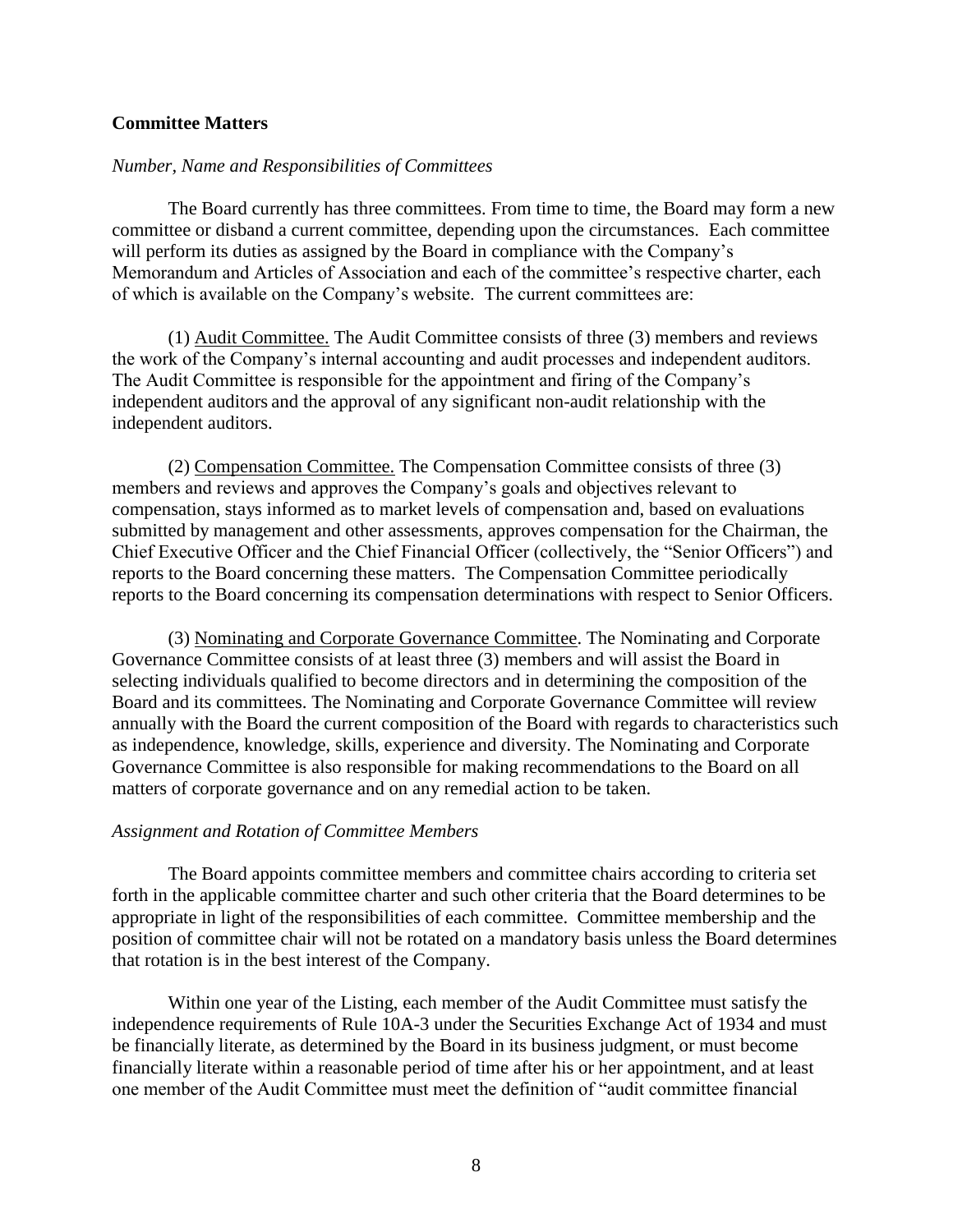## Committee Matters

### *Number, Name and Responsibilities of Committees*

The Board currently has three committees. From time to time, the Board may form a new committee or disband a current committee, depending upon the circumstances. Each committee will perform its duties as assigned by the Board in compliance with the Company's Memorandum and Articles of Association and each of the committee's respective charter, each of which is available on the Company's website. The current committees are:

(1) Audit Committee. The Audit Committee consists of three (3) members and reviews the work of the Company's internal accounting and audit processes and independent auditors. The Audit Committee is responsible for the appointment and firing of the Company's independent auditors and the approval of any significant non-audit relationship with the independent auditors.

(2) Compensation Committee. The Compensation Committee consists of three (3) members and reviews and approves the Company's goals and objectives relevant to compensation, stays informed as to market levels of compensation and, based on evaluations submitted by management and other assessments, approves compensation for the Chairman, the Chief Executive Officer and the Chief Financial Officer (collectively, the "Senior Officers") and reports to the Board concerning these matters. The Compensation Committee periodically reports to the Board concerning its compensation determinations with respect to Senior Officers.

(3) Nominating and Corporate Governance Committee. The Nominating and Corporate Governance Committee consists of at least three (3) members and will assist the Board in selecting individuals qualified to become directors and in determining the composition of the Board and its committees. The Nominating and Corporate Governance Committee will review annually with the Board the current composition of the Board with regards to characteristics such as independence, knowledge, skills, experience and diversity. The Nominating and Corporate Governance Committee is also responsible for making recommendations to the Board on all matters of corporate governance and on any remedial action to be taken.

### *Assignment and Rotation of Committee Members*

The Board appoints committee members and committee chairs according to criteria set forth in the applicable committee charter and such other criteria that the Board determines to be appropriate in light of the responsibilities of each committee. Committee membership and the position of committee chair will not be rotated on a mandatory basis unless the Board determines that rotation is in the best interest of the Company.

Within one year of the Listing, each member of the Audit Committee must satisfy the independence requirements of Rule 10A-3 under the Securities Exchange Act of 1934 and must be financially literate, as determined by the Board in its business judgment, or must become financially literate within a reasonable period of time after his or her appointment, and at least one member of the Audit Committee must meet the definition of "audit committee financial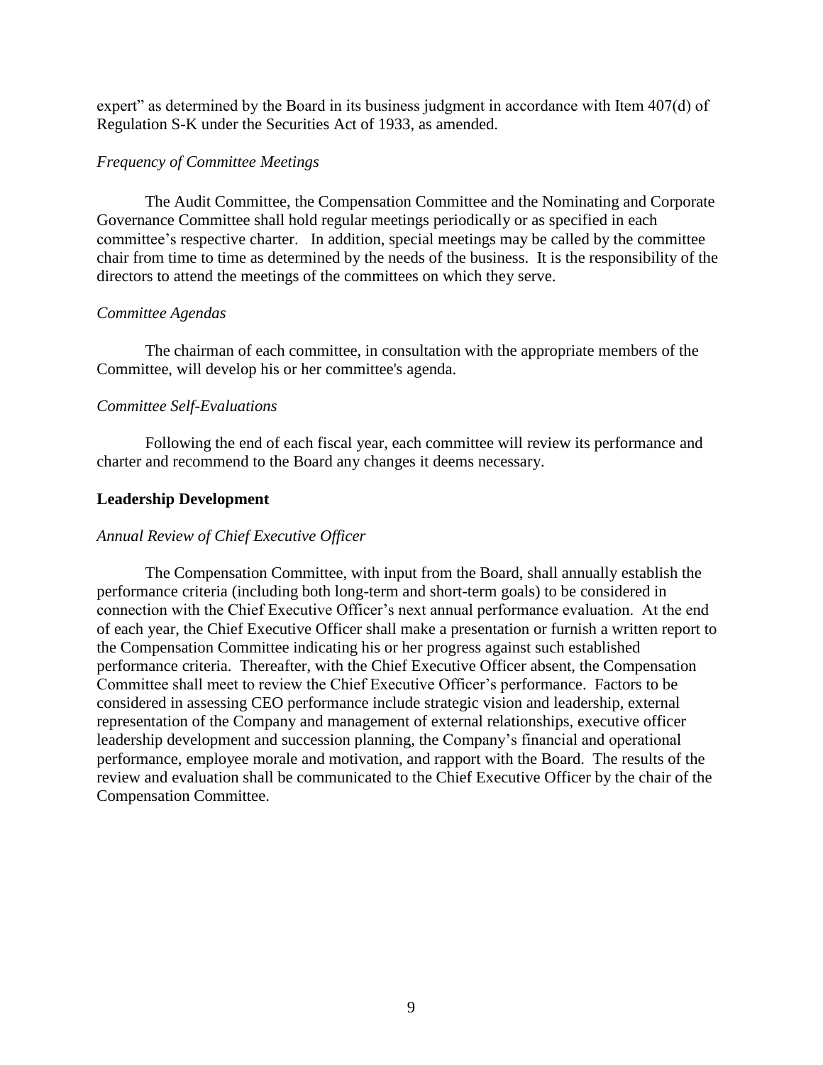expert" as determined by the Board in its business judgment in accordance with Item 407(d) of Regulation S-K under the Securities Act of 1933, as amended.

*Frequency of Committee Meetings*

The Audit Committee, the Compensation Committee and the Nominating and Corporate Governance Committee shall hold regular meetings periodically or as specified in each committee's respective charter. In addition, special meetings may be called by the committee chair from time to time as determined by the needs of the business. It is the responsibility of the directors to attend the meetings of the committees on which they serve.

*Committee Agendas*

The chairman of each committee, in consultation with the appropriate members of the Committee, will develop his or her committee's agenda.

*Committee Self-Evaluations*

Following the end of each fiscal year, each committee will review its performance and charter and recommend to the Board any changes it deems necessary.

**Leadership Development**

*Annual Review of Chief Executive Officer*

The Compensation Committee, with input from the Board, shall annually establish the performance criteria (including both long-term and short-term goals) to be considered in connection with the Chief Executive Officer's next annual performance evaluation. At the end of each year, the Chief Executive Officer shall make a presentation or furnish a written report to the Compensation Committee indicating his or her progress against such established performance criteria. Thereafter, with the Chief Executive Officer absent, the Compensation Committee shall meet to review the Chief Executive Officer's performance. Factors to be considered in assessing CEO performance include strategic vision and leadership, external representation of the Company and management of external relationships, executive officer leadership development and succession planning, the Company's financial and operational performance, employee morale and motivation, and rapport with the Board. The results of the review and evaluation shall be communicated to the Chief Executive Officer by the chair of the Compensation Committee.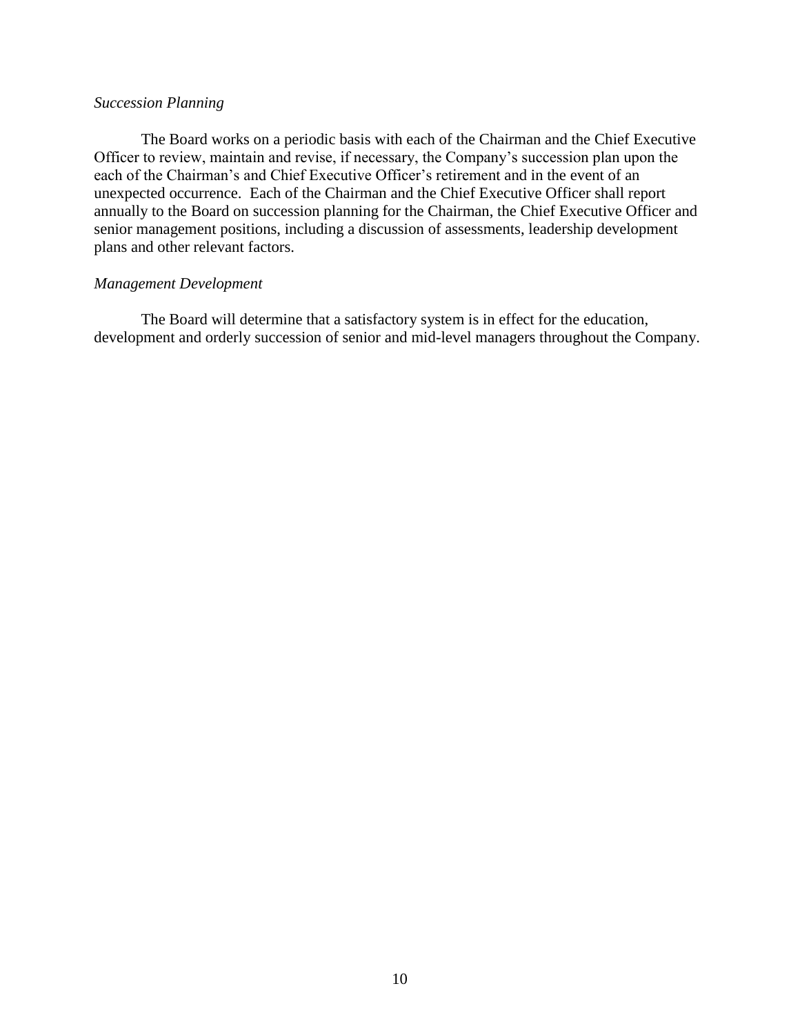*Succession Planning*

The Board works on a periodic basis with each of the Chairman and the Chief Executive Officer to review, maintain and revise, if necessary, the Company's succession plan upon the each of the Chairman's and Chief Executive Officer's retirement and in the event of an unexpected occurrence. Each of the Chairman and the Chief Executive Officer shall report annually to the Board on succession planning for the Chairman, the Chief Executive Officer and senior management positions, including a discussion of assessments, leadership development plans and other relevant factors.

*Management Development*

The Board will determine that a satisfactory system is in effect for the education, development and orderly succession of senior and mid-level managers throughout the Company.